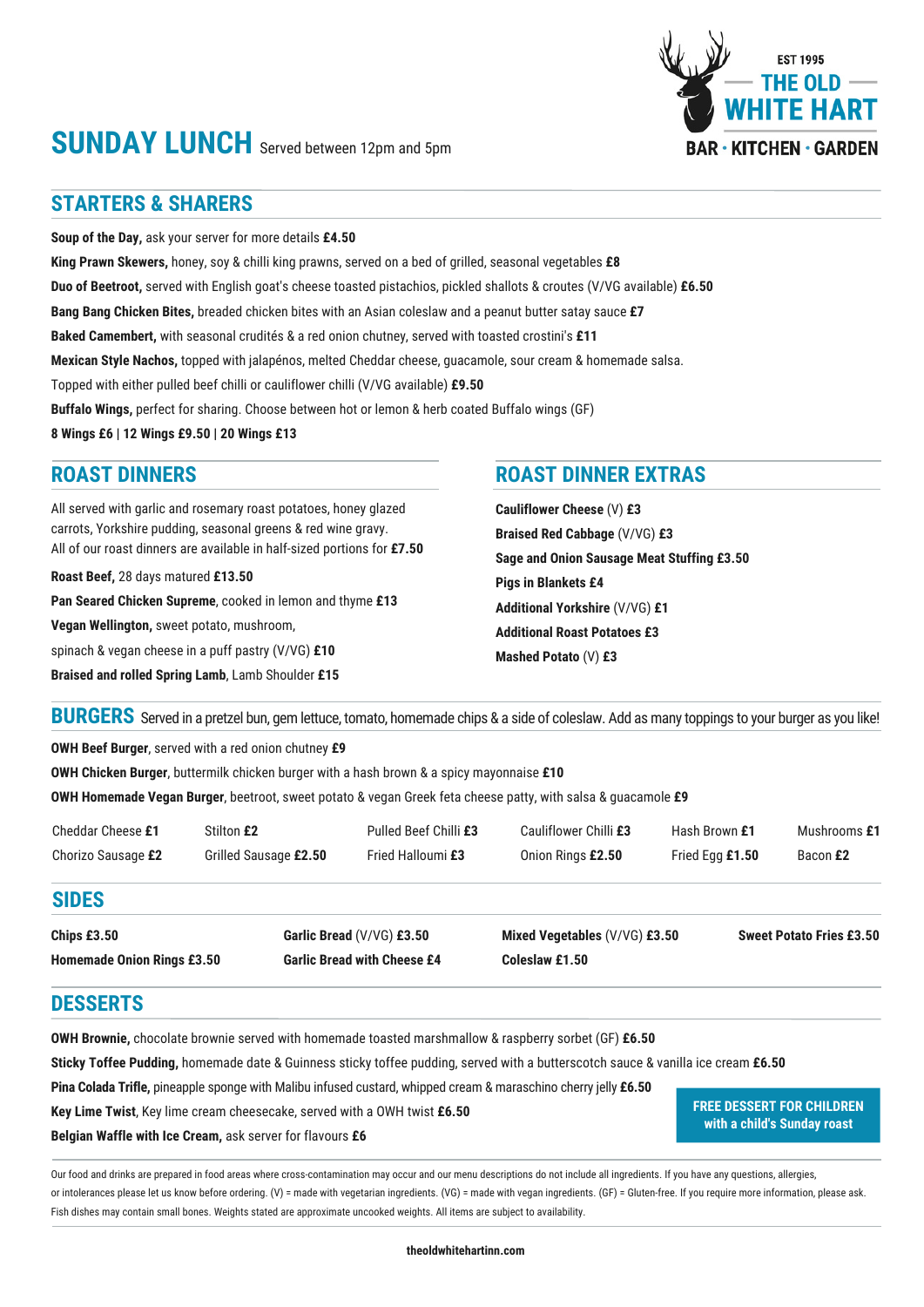EST 1995

THE OLD WHITE HART

BAR · KITCHEN · GARDEN

# SUNDAY LUNCH

Served between 12pm and 5pm

## STARTERS & SHARERS

**Soup of the Day,** ask your server for more details **£4.50**

**King Prawn Skewers,** honey, soy & chilli king prawns, served on a bed of grilled, seasonal vegetables **£8**

**Duo of Beetroot,** served with English goat's cheese toasted pistachios, pickled shallots & croutes (V/VG available) **£6.50**

**Bang Bang Chicken Bites,** breaded chicken bites with an Asian coleslaw and a peanut butter satay sauce **£7**

**Baked Camembert,** with seasonal crudités & a red onion chutney, served with toasted crostini's **£11**

**Mexican Style Nachos,** topped with jalapénos, melted Cheddar cheese, guacamole, sour cream & homemade salsa.
Topped with either pulled beef chilli or cauliflower chilli (V/VG available) **£9.50**

**Buffalo Wings,** perfect for sharing. Choose between hot or lemon & herb coated Buffalo wings (GF)
**8 Wings £6 | 12 Wings £9.50 | 20 Wings £13**

## ROAST DINNERS

All served with garlic and rosemary roast potatoes, honey glazed carrots, Yorkshire pudding, seasonal greens & red wine gravy.
All of our roast dinners are available in half-sized portions for **£7.50**

**Roast Beef,** 28 days matured **£13.50**

**Pan Seared Chicken Supreme**, cooked in lemon and thyme **£13**

**Vegan Wellington,** sweet potato, mushroom, spinach & vegan cheese in a puff pastry (V/VG) **£10**

**Braised and rolled Spring Lamb**, Lamb Shoulder **£15**

## ROAST DINNER EXTRAS

**Cauliflower Cheese** (V) **£3**

**Braised Red Cabbage** (V/VG) **£3**

**Sage and Onion Sausage Meat Stuffing £3.50**

**Pigs in Blankets £4**

**Additional Yorkshire** (V/VG) **£1**

**Additional Roast Potatoes £3**

**Mashed Potato** (V) **£3**

## BURGERS

Served in a pretzel bun, gem lettuce, tomato, homemade chips & a side of coleslaw. Add as many toppings to your burger as you like!

**OWH Beef Burger**, served with a red onion chutney **£9**

**OWH Chicken Burger**, buttermilk chicken burger with a hash brown & a spicy mayonnaise **£10**

**OWH Homemade Vegan Burger**, beetroot, sweet potato & vegan Greek feta cheese patty, with salsa & guacamole **£9**

| | | | | | |
|---|---|---|---|---|---|
| Cheddar Cheese **£1** | Stilton **£2** | Pulled Beef Chilli **£3** | Cauliflower Chilli **£3** | Hash Brown **£1** | Mushrooms **£1** |
| Chorizo Sausage **£2** | Grilled Sausage **£2.50** | Fried Halloumi **£3** | Onion Rings **£2.50** | Fried Egg **£1.50** | Bacon **£2** |

## SIDES

| | | | |
|---|---|---|---|
| **Chips £3.50** | **Garlic Bread** (V/VG) **£3.50** | **Mixed Vegetables** (V/VG) **£3.50** | **Sweet Potato Fries £3.50** |
| **Homemade Onion Rings £3.50** | **Garlic Bread with Cheese £4** | **Coleslaw £1.50** | |

## DESSERTS

**OWH Brownie,** chocolate brownie served with homemade toasted marshmallow & raspberry sorbet (GF) **£6.50**

**Sticky Toffee Pudding,** homemade date & Guinness sticky toffee pudding, served with a butterscotch sauce & vanilla ice cream **£6.50**

**Pina Colada Trifle,** pineapple sponge with Malibu infused custard, whipped cream & maraschino cherry jelly **£6.50**

**Key Lime Twist**, Key lime cream cheesecake, served with a OWH twist **£6.50**

**Belgian Waffle with Ice Cream,** ask server for flavours **£6**

**FREE DESSERT FOR CHILDREN with a child's Sunday roast**

Our food and drinks are prepared in food areas where cross-contamination may occur and our menu descriptions do not include all ingredients. If you have any questions, allergies, or intolerances please let us know before ordering. (V) = made with vegetarian ingredients. (VG) = made with vegan ingredients. (GF) = Gluten-free. If you require more information, please ask. Fish dishes may contain small bones. Weights stated are approximate uncooked weights. All items are subject to availability.

theoldwhitehartinn.com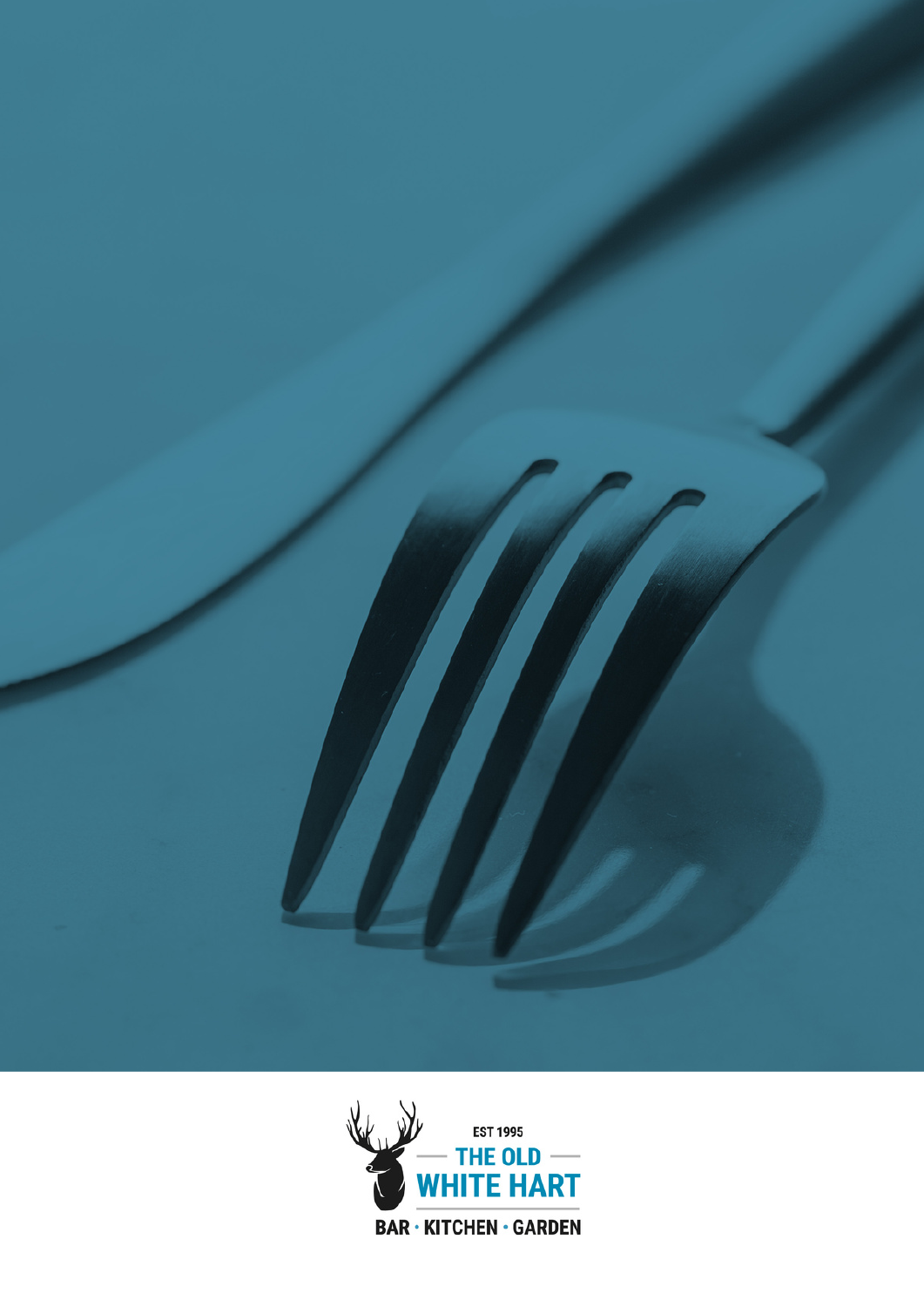EST 1995

THE OLD

WHITE HART

BAR · KITCHEN · GARDEN